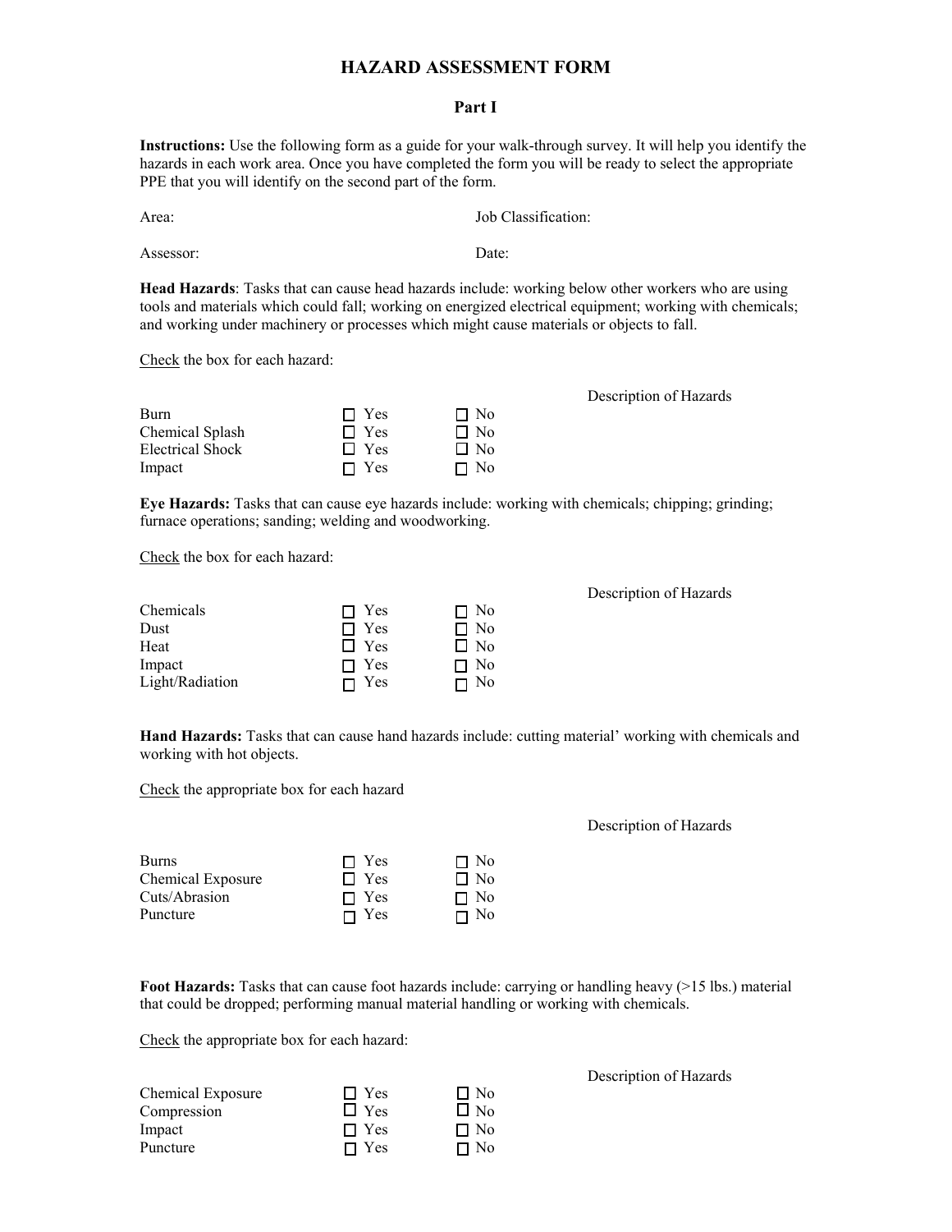# HAZARD ASSESSMENT FORM

## Part I

**Instructions:** Use the following form as a guide for your walk-through survey. It will help you identify the hazards in each work area. Once you have completed the form you will be ready to select the appropriate PPE that you will identify on the second part of the form.

Area: Job Classification:

Assessor: Date:

**Head Hazards**: Tasks that can cause head hazards include: working below other workers who are using tools and materials which could fall; working on energized electrical equipment; working with chemicals; and working under machinery or processes which might cause materials or objects to fall.

Check the box for each hazard:

| | | | Description of Hazards |
|---|---|---|---|
| Burn | ☐ Yes | ☐ No | |
| Chemical Splash | ☐ Yes | ☐ No | |
| Electrical Shock | ☐ Yes | ☐ No | |
| Impact | ☐ Yes | ☐ No | |

**Eye Hazards:** Tasks that can cause eye hazards include: working with chemicals; chipping; grinding; furnace operations; sanding; welding and woodworking.

Check the box for each hazard:

| | | | Description of Hazards |
|---|---|---|---|
| Chemicals | ☐ Yes | ☐ No | |
| Dust | ☐ Yes | ☐ No | |
| Heat | ☐ Yes | ☐ No | |
| Impact | ☐ Yes | ☐ No | |
| Light/Radiation | ☐ Yes | ☐ No | |

**Hand Hazards:** Tasks that can cause hand hazards include: cutting material' working with chemicals and working with hot objects.

Check the appropriate box for each hazard

| | | | Description of Hazards |
|---|---|---|---|
| Burns | ☐ Yes | ☐ No | |
| Chemical Exposure | ☐ Yes | ☐ No | |
| Cuts/Abrasion | ☐ Yes | ☐ No | |
| Puncture | ☐ Yes | ☐ No | |

**Foot Hazards:** Tasks that can cause foot hazards include: carrying or handling heavy (>15 lbs.) material that could be dropped; performing manual material handling or working with chemicals.

Check the appropriate box for each hazard:

| | | | Description of Hazards |
|---|---|---|---|
| Chemical Exposure | ☐ Yes | ☐ No | |
| Compression | ☐ Yes | ☐ No | |
| Impact | ☐ Yes | ☐ No | |
| Puncture | ☐ Yes | ☐ No | |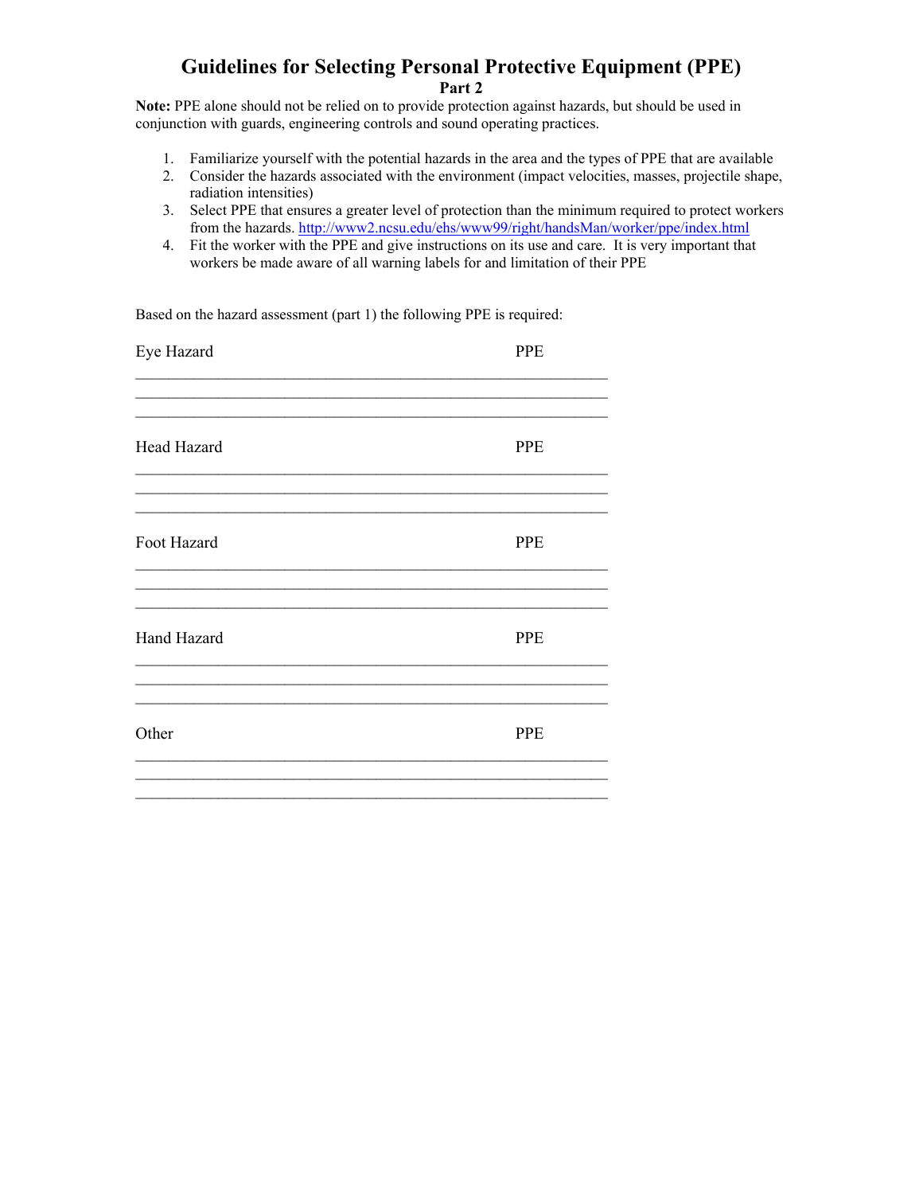# Guidelines for Selecting Personal Protective Equipment (PPE)

**Part 2**

**Note:** PPE alone should not be relied on to provide protection against hazards, but should be used in conjunction with guards, engineering controls and sound operating practices.

1. Familiarize yourself with the potential hazards in the area and the types of PPE that are available
2. Consider the hazards associated with the environment (impact velocities, masses, projectile shape, radiation intensities)
3. Select PPE that ensures a greater level of protection than the minimum required to protect workers from the hazards. http://www2.ncsu.edu/ehs/www99/right/handsMan/worker/ppe/index.html
4. Fit the worker with the PPE and give instructions on its use and care. It is very important that workers be made aware of all warning labels for and limitation of their PPE

Based on the hazard assessment (part 1) the following PPE is required:

Eye Hazard PPE

_______________________________________________

_______________________________________________

_______________________________________________

Head Hazard PPE

_______________________________________________

_______________________________________________

_______________________________________________

Foot Hazard PPE

_______________________________________________

_______________________________________________

_______________________________________________

Hand Hazard PPE

_______________________________________________

_______________________________________________

_______________________________________________

Other PPE

_______________________________________________

_______________________________________________

_______________________________________________